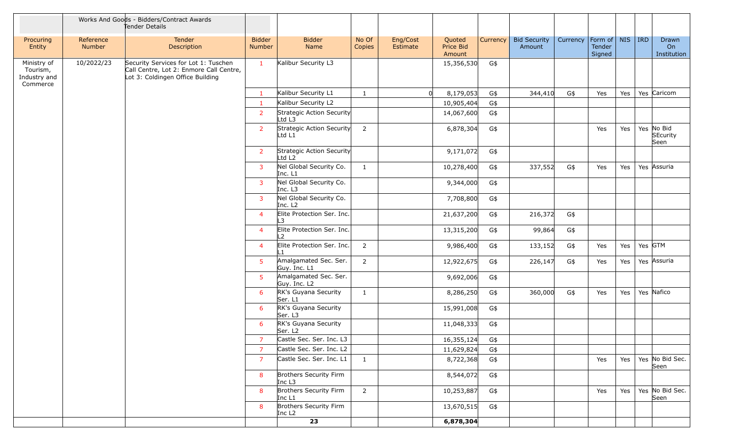| | | Works And Goods - Bidders/Contract Awards Tender Details | | | | | | | | | | | | |
|---|---|---|---|---|---|---|---|---|---|---|---|---|---|---|
| Procuring Entity | Reference Number | Tender Description | Bidder Number | Bidder Name | No Of Copies | Eng/Cost Estimate | Quoted Price Bid Amount | Currency | Bid Security Amount | Currency | Form of Tender Signed | NIS | IRD | Drawn On Institution |
| Ministry of Tourism, Industry and Commerce | 10/2022/23 | Security Services for Lot 1: Tuschen Call Centre, Lot 2: Enmore Call Centre, Lot 3: Coldingen Office Building | 1 | Kalibur Security L3 | | | 15,356,530 | G$ | | | | | | |
| | | | 1 | Kalibur Security L1 | 1 | 0 | 8,179,053 | G$ | 344,410 | G$ | Yes | Yes | Yes | Caricom |
| | | | 1 | Kalibur Security L2 | | | 10,905,404 | G$ | | | | | | |
| | | | 2 | Strategic Action Security Ltd L3 | | | 14,067,600 | G$ | | | | | | |
| | | | 2 | Strategic Action Security Ltd L1 | 2 | | 6,878,304 | G$ | | | Yes | Yes | Yes | No Bid SEcurity Seen |
| | | | 2 | Strategic Action Security Ltd L2 | | | 9,171,072 | G$ | | | | | | |
| | | | 3 | Nel Global Security Co. Inc. L1 | 1 | | 10,278,400 | G$ | 337,552 | G$ | Yes | Yes | Yes | Assuria |
| | | | 3 | Nel Global Security Co. Inc. L3 | | | 9,344,000 | G$ | | | | | | |
| | | | 3 | Nel Global Security Co. Inc. L2 | | | 7,708,800 | G$ | | | | | | |
| | | | 4 | Elite Protection Ser. Inc. L3 | | | 21,637,200 | G$ | 216,372 | G$ | | | | |
| | | | 4 | Elite Protection Ser. Inc. L2 | | | 13,315,200 | G$ | 99,864 | G$ | | | | |
| | | | 4 | Elite Protection Ser. Inc. L1 | 2 | | 9,986,400 | G$ | 133,152 | G$ | Yes | Yes | Yes | GTM |
| | | | 5 | Amalgamated Sec. Ser. Guy. Inc. L1 | 2 | | 12,922,675 | G$ | 226,147 | G$ | Yes | Yes | Yes | Assuria |
| | | | 5 | Amalgamated Sec. Ser. Guy. Inc. L2 | | | 9,692,006 | G$ | | | | | | |
| | | | 6 | RK's Guyana Security Ser. L1 | 1 | | 8,286,250 | G$ | 360,000 | G$ | Yes | Yes | Yes | Nafico |
| | | | 6 | RK's Guyana Security Ser. L3 | | | 15,991,008 | G$ | | | | | | |
| | | | 6 | RK's Guyana Security Ser. L2 | | | 11,048,333 | G$ | | | | | | |
| | | | 7 | Castle Sec. Ser. Inc. L3 | | | 16,355,124 | G$ | | | | | | |
| | | | 7 | Castle Sec. Ser. Inc. L2 | | | 11,629,824 | G$ | | | | | | |
| | | | 7 | Castle Sec. Ser. Inc. L1 | 1 | | 8,722,368 | G$ | | | Yes | Yes | Yes | No Bid Sec. Seen |
| | | | 8 | Brothers Security Firm Inc L3 | | | 8,544,072 | G$ | | | | | | |
| | | | 8 | Brothers Security Firm Inc L1 | 2 | | 10,253,887 | G$ | | | Yes | Yes | Yes | No Bid Sec. Seen |
| | | | 8 | Brothers Security Firm Inc L2 | | | 13,670,515 | G$ | | | | | | |
| | | | | **23** | | | **6,878,304** | | | | | | | |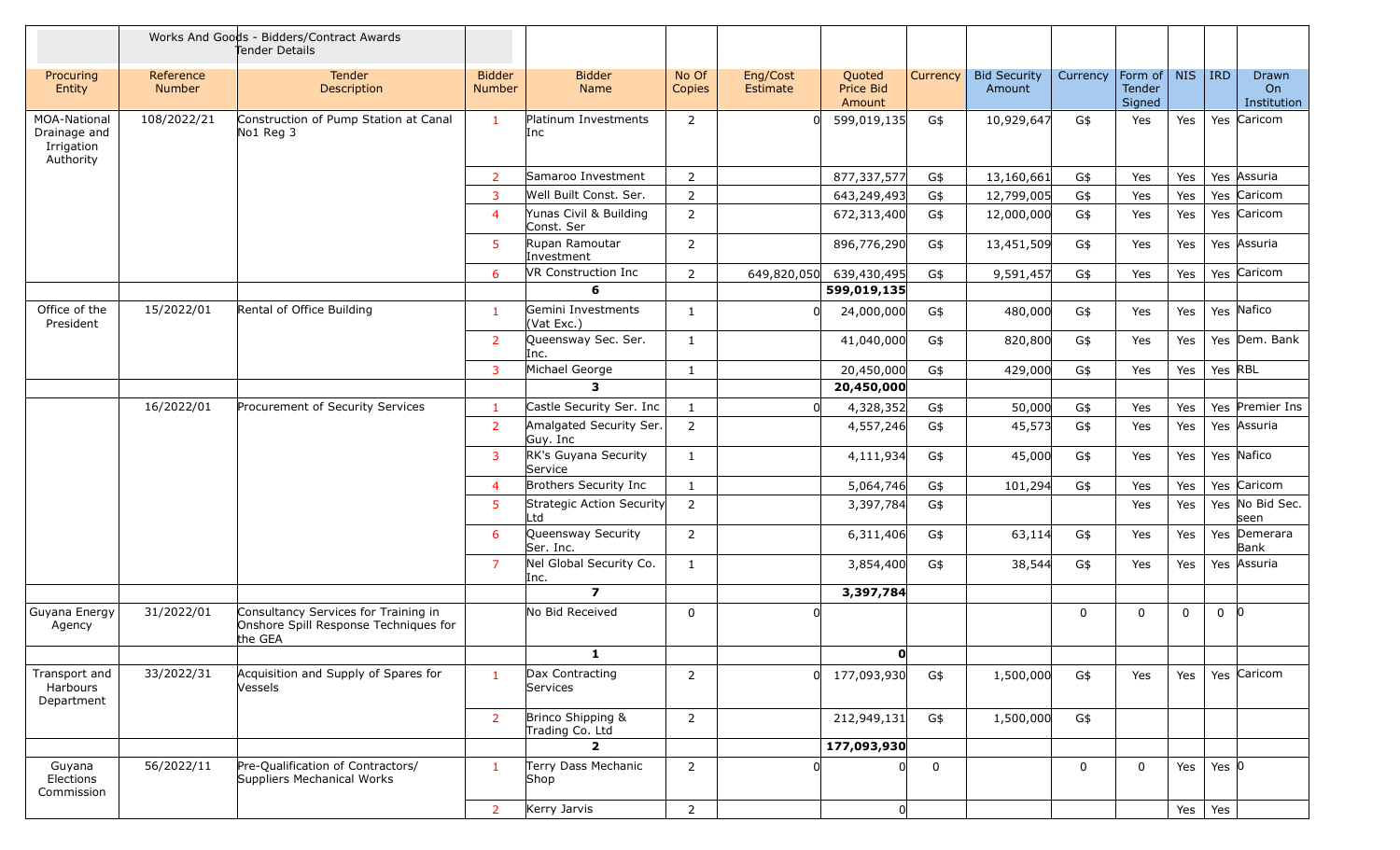| | Works And Goods - Bidders/Contract Awards Tender Details | | | | | | | | | | | | | |
|---|---|---|---|---|---|---|---|---|---|---|---|---|---|---|
| Procuring Entity | Reference Number | Tender Description | Bidder Number | Bidder Name | No Of Copies | Eng/Cost Estimate | Quoted Price Bid Amount | Currency | Bid Security Amount | Currency | Form of Tender Signed | NIS | IRD | Drawn On Institution |
| MOA-National Drainage and Irrigation Authority | 108/2022/21 | Construction of Pump Station at Canal No1 Reg 3 | 1 | Platinum Investments Inc | 2 | 0 | 599,019,135 | G$ | 10,929,647 | G$ | Yes | Yes | Yes | Caricom |
| | | | 2 | Samaroo Investment | 2 | | 877,337,577 | G$ | 13,160,661 | G$ | Yes | Yes | Yes | Assuria |
| | | | 3 | Well Built Const. Ser. | 2 | | 643,249,493 | G$ | 12,799,005 | G$ | Yes | Yes | Yes | Caricom |
| | | | 4 | Yunas Civil & Building Const. Ser | 2 | | 672,313,400 | G$ | 12,000,000 | G$ | Yes | Yes | Yes | Caricom |
| | | | 5 | Rupan Ramoutar Investment | 2 | | 896,776,290 | G$ | 13,451,509 | G$ | Yes | Yes | Yes | Assuria |
| | | | 6 | VR Construction Inc | 2 | 649,820,050 | 639,430,495 | G$ | 9,591,457 | G$ | Yes | Yes | Yes | Caricom |
| | | | | **6** | | | **599,019,135** | | | | | | | |
| Office of the President | 15/2022/01 | Rental of Office Building | 1 | Gemini Investments (Vat Exc.) | 1 | 0 | 24,000,000 | G$ | 480,000 | G$ | Yes | Yes | Yes | Nafico |
| | | | 2 | Queensway Sec. Ser. Inc. | 1 | | 41,040,000 | G$ | 820,800 | G$ | Yes | Yes | Yes | Dem. Bank |
| | | | 3 | Michael George | 1 | | 20,450,000 | G$ | 429,000 | G$ | Yes | Yes | Yes | RBL |
| | | | | **3** | | | **20,450,000** | | | | | | | |
| | 16/2022/01 | Procurement of Security Services | 1 | Castle Security Ser. Inc | 1 | 0 | 4,328,352 | G$ | 50,000 | G$ | Yes | Yes | Yes | Premier Ins |
| | | | 2 | Amalgated Security Ser. Guy. Inc | 2 | | 4,557,246 | G$ | 45,573 | G$ | Yes | Yes | Yes | Assuria |
| | | | 3 | RK's Guyana Security Service | 1 | | 4,111,934 | G$ | 45,000 | G$ | Yes | Yes | Yes | Nafico |
| | | | 4 | Brothers Security Inc | 1 | | 5,064,746 | G$ | 101,294 | G$ | Yes | Yes | Yes | Caricom |
| | | | 5 | Strategic Action Security Ltd | 2 | | 3,397,784 | G$ | | | Yes | Yes | Yes | No Bid Sec. seen |
| | | | 6 | Queensway Security Ser. Inc. | 2 | | 6,311,406 | G$ | 63,114 | G$ | Yes | Yes | Yes | Demerara Bank |
| | | | 7 | Nel Global Security Co. Inc. | 1 | | 3,854,400 | G$ | 38,544 | G$ | Yes | Yes | Yes | Assuria |
| | | | | **7** | | | **3,397,784** | | | | | | | |
| Guyana Energy Agency | 31/2022/01 | Consultancy Services for Training in Onshore Spill Response Techniques for the GEA | | No Bid Received | 0 | 0 | | | | 0 | 0 | 0 | 0 | 0 |
| | | | | **1** | | | **0** | | | | | | | |
| Transport and Harbours Department | 33/2022/31 | Acquisition and Supply of Spares for Vessels | 1 | Dax Contracting Services | 2 | 0 | 177,093,930 | G$ | 1,500,000 | G$ | Yes | Yes | Yes | Caricom |
| | | | 2 | Brinco Shipping & Trading Co. Ltd | 2 | | 212,949,131 | G$ | 1,500,000 | G$ | | | | |
| | | | | **2** | | | **177,093,930** | | | | | | | |
| Guyana Elections Commission | 56/2022/11 | Pre-Qualification of Contractors/ Suppliers Mechanical Works | 1 | Terry Dass Mechanic Shop | 2 | 0 | 0 | 0 | | 0 | 0 | Yes | Yes | 0 |
| | | | 2 | Kerry Jarvis | 2 | | 0 | | | | | Yes | Yes | |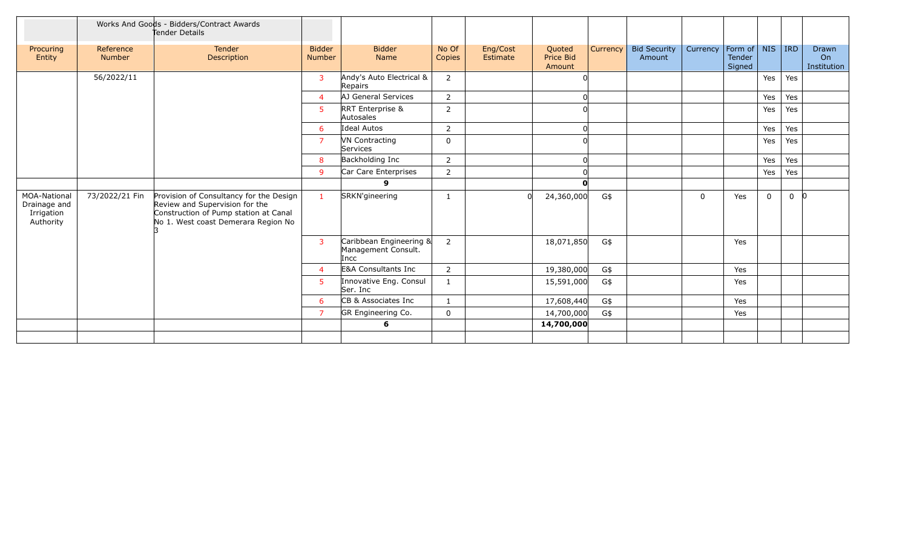Works And Goods - Bidders/Contract Awards Tender Details

| Procuring Entity | Reference Number | Tender Description | Bidder Number | Bidder Name | No Of Copies | Eng/Cost Estimate | Quoted Price Bid Amount | Currency | Bid Security Amount | Currency | Form of Tender Signed | NIS | IRD | Drawn On Institution |
|---|---|---|---|---|---|---|---|---|---|---|---|---|---|---|
| | 56/2022/11 | | 3 | Andy's Auto Electrical & Repairs | 2 | | 0 | | | | | Yes | Yes | |
| | | | 4 | AJ General Services | 2 | | 0 | | | | | Yes | Yes | |
| | | | 5 | RRT Enterprise & Autosales | 2 | | 0 | | | | | Yes | Yes | |
| | | | 6 | Ideal Autos | 2 | | 0 | | | | | Yes | Yes | |
| | | | 7 | VN Contracting Services | 0 | | 0 | | | | | Yes | Yes | |
| | | | 8 | Backholding Inc | 2 | | 0 | | | | | Yes | Yes | |
| | | | 9 | Car Care Enterprises | 2 | | 0 | | | | | Yes | Yes | |
| | | | | **9** | | | **0** | | | | | | | |
| MOA-National Drainage and Irrigation Authority | 73/2022/21 Fin | Provision of Consultancy for the Design Review and Supervision for the Construction of Pump station at Canal No 1. West coast Demerara Region No 3 | 1 | SRKN'gineering | 1 | 0 | 24,360,000 | G$ | | 0 | Yes | 0 | 0 | 0 |
| | | | 3 | Caribbean Engineering & Management Consult. Incc | 2 | | 18,071,850 | G$ | | | Yes | | | |
| | | | 4 | E&A Consultants Inc | 2 | | 19,380,000 | G$ | | | Yes | | | |
| | | | 5 | Innovative Eng. Consul Ser. Inc | 1 | | 15,591,000 | G$ | | | Yes | | | |
| | | | 6 | CB & Associates Inc | 1 | | 17,608,440 | G$ | | | Yes | | | |
| | | | 7 | GR Engineering Co. | 0 | | 14,700,000 | G$ | | | Yes | | | |
| | | | | **6** | | | **14,700,000** | | | | | | | |